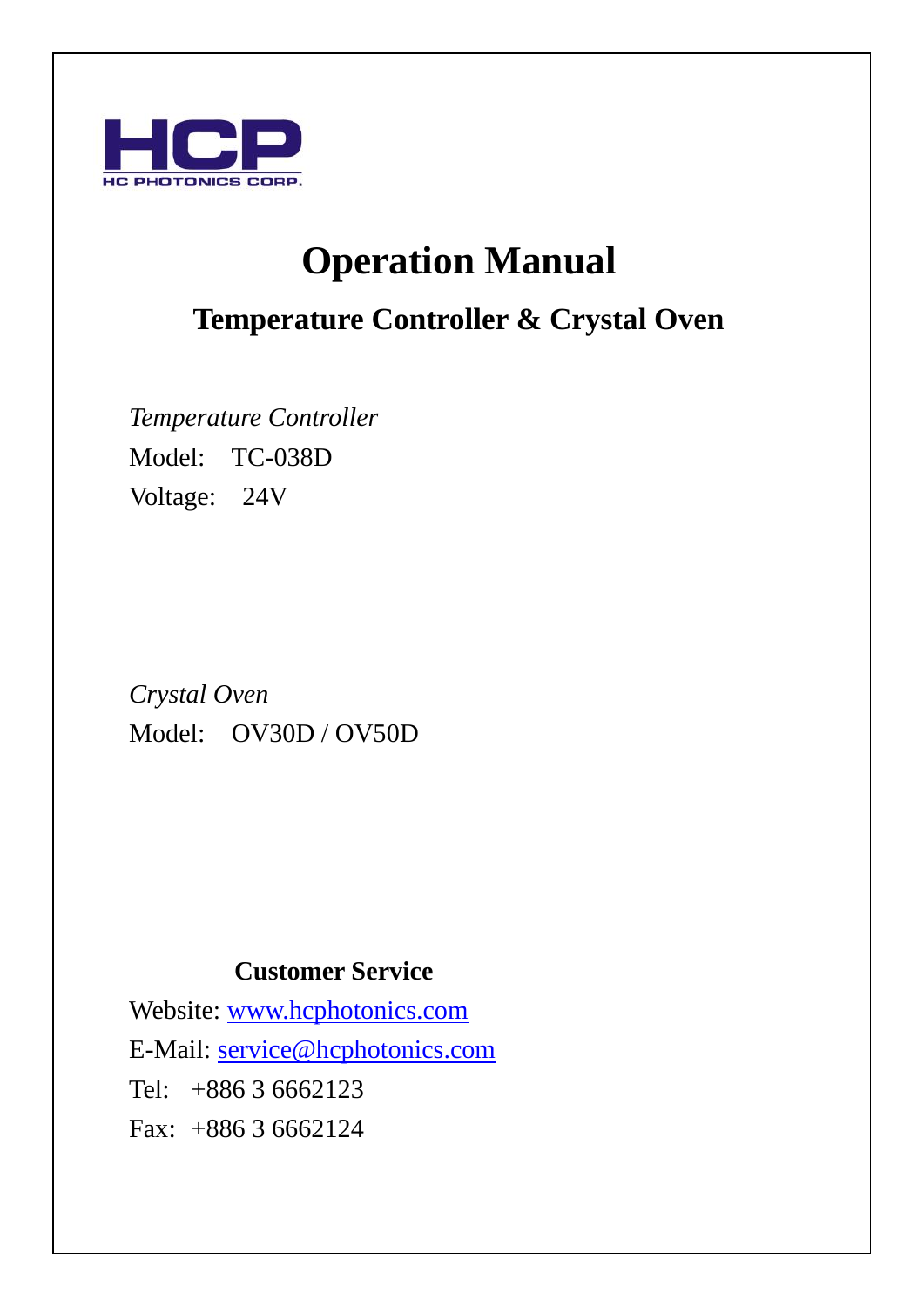HCP

HC PHOTONICS CORP.

# Operation Manual

## Temperature Controller & Crystal Oven

*Temperature Controller*

Model: TC-038D

Voltage: 24V

*Crystal Oven*

Model: OV30D / OV50D

**Customer Service**

Website: www.hcphotonics.com

E-Mail: service@hcphotonics.com

Tel: +886 3 6662123

Fax: +886 3 6662124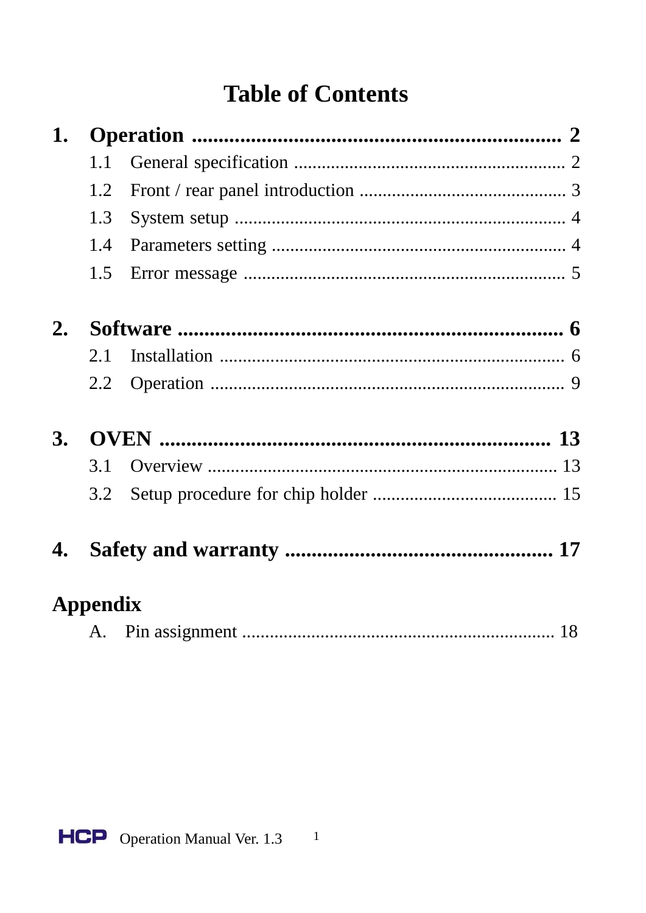# Table of Contents

**1. Operation ........................................................ 2**

- 1.1 General specification ........................................ 2
- 1.2 Front / rear panel introduction ........................... 3
- 1.3 System setup ................................................... 4
- 1.4 Parameters setting ............................................ 4
- 1.5 Error message .................................................. 5

**2. Software ........................................................ 6**

- 2.1 Installation ...................................................... 6
- 2.2 Operation ......................................................... 9

**3. OVEN ........................................................ 13**

- 3.1 Overview ......................................................... 13
- 3.2 Setup procedure for chip holder ........................ 15

**4. Safety and warranty ........................................ 17**

**Appendix**

- A. Pin assignment .................................................. 18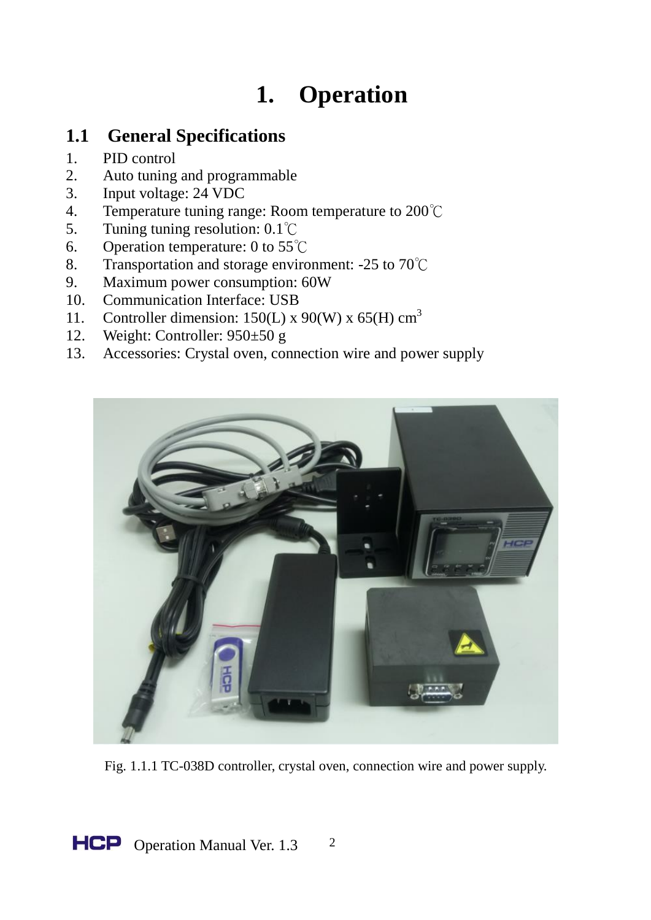# 1. Operation

## 1.1 General Specifications

1. PID control
2. Auto tuning and programmable
3. Input voltage: 24 VDC
4. Temperature tuning range: Room temperature to 200℃
5. Tuning tuning resolution: 0.1℃
6. Operation temperature: 0 to 55℃
8. Transportation and storage environment: -25 to 70℃
9. Maximum power consumption: 60W
10. Communication Interface: USB
11. Controller dimension: 150(L) x 90(W) x 65(H) $cm^3$
12. Weight: Controller: 950±50 g
13. Accessories: Crystal oven, connection wire and power supply

Fig. 1.1.1 TC-038D controller, crystal oven, connection wire and power supply.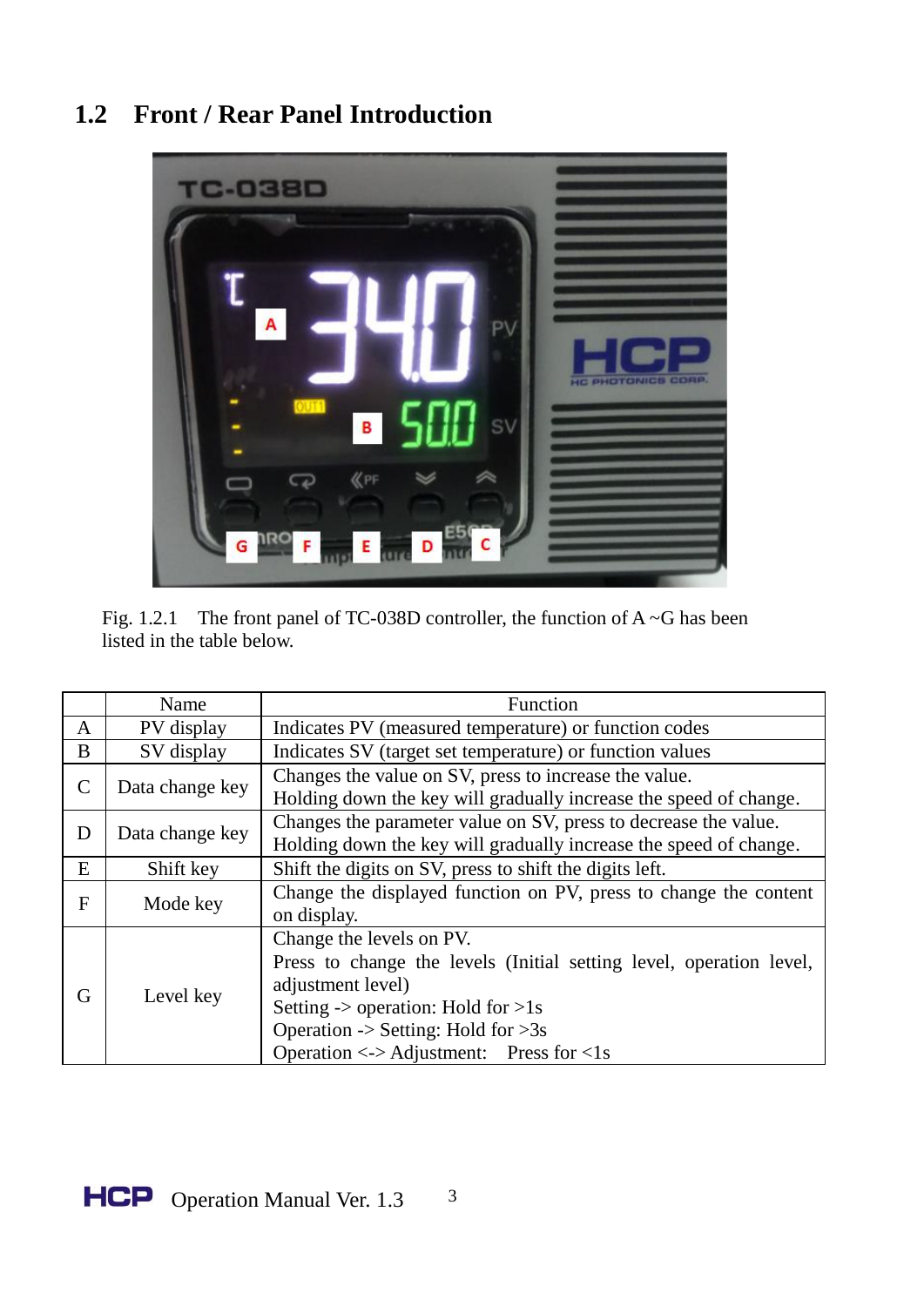## 1.2 Front / Rear Panel Introduction

Fig. 1.2.1 The front panel of TC-038D controller, the function of A ~G has been listed in the table below.

| | Name | Function |
|---|---|---|
| A | PV display | Indicates PV (measured temperature) or function codes |
| B | SV display | Indicates SV (target set temperature) or function values |
| C | Data change key | Changes the value on SV, press to increase the value.<br>Holding down the key will gradually increase the speed of change. |
| D | Data change key | Changes the parameter value on SV, press to decrease the value.<br>Holding down the key will gradually increase the speed of change. |
| E | Shift key | Shift the digits on SV, press to shift the digits left. |
| F | Mode key | Change the displayed function on PV, press to change the content on display. |
| G | Level key | Change the levels on PV.<br>Press to change the levels (Initial setting level, operation level, adjustment level)<br>Setting -> operation: Hold for >1s<br>Operation -> Setting: Hold for >3s<br>Operation <-> Adjustment: Press for <1s |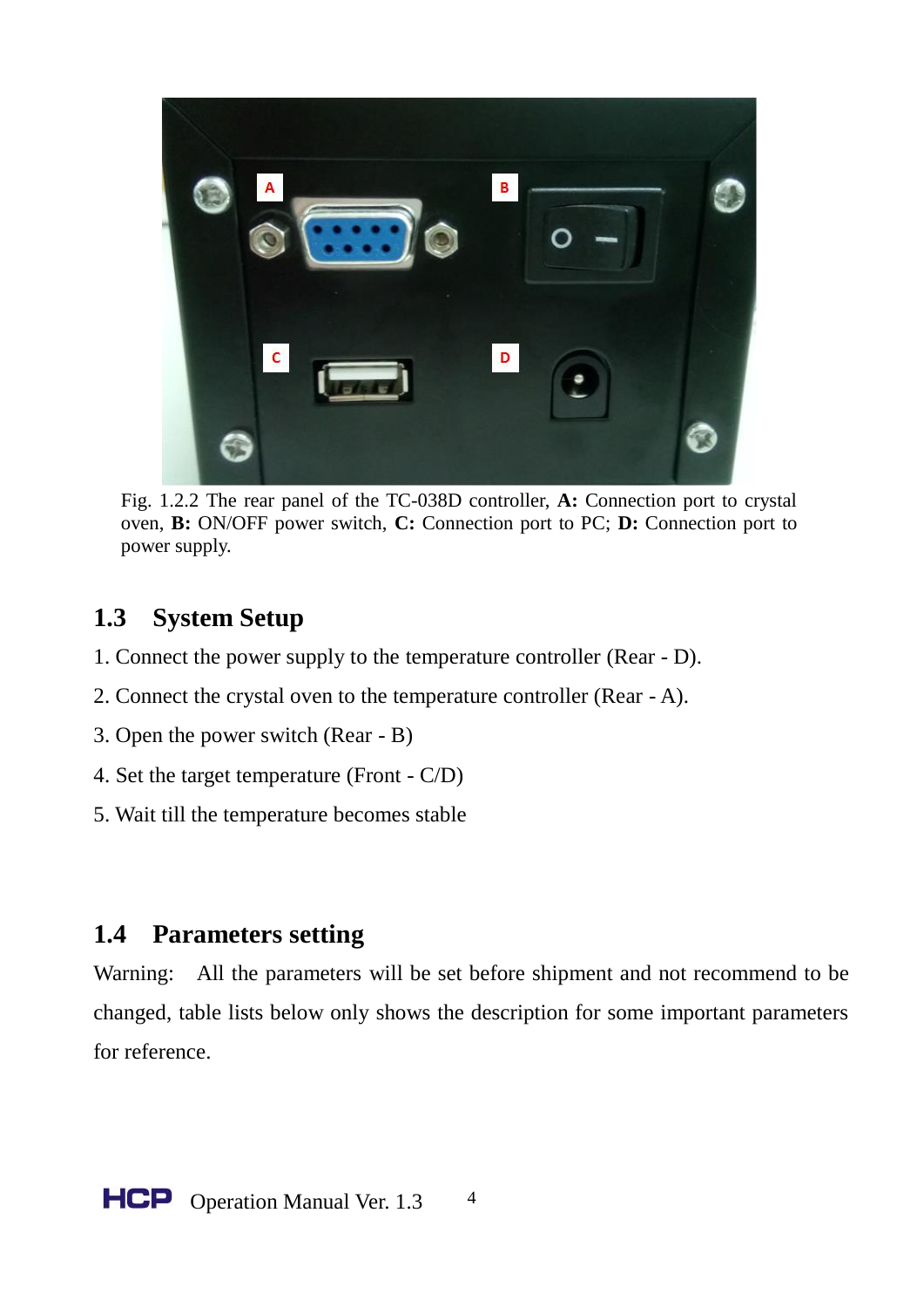Fig. 1.2.2 The rear panel of the TC-038D controller, **A:** Connection port to crystal oven, **B:** ON/OFF power switch, **C:** Connection port to PC; **D:** Connection port to power supply.

## 1.3 System Setup

1. Connect the power supply to the temperature controller (Rear - D).
2. Connect the crystal oven to the temperature controller (Rear - A).
3. Open the power switch (Rear - B)
4. Set the target temperature (Front - C/D)
5. Wait till the temperature becomes stable

## 1.4 Parameters setting

Warning: All the parameters will be set before shipment and not recommend to be changed, table lists below only shows the description for some important parameters for reference.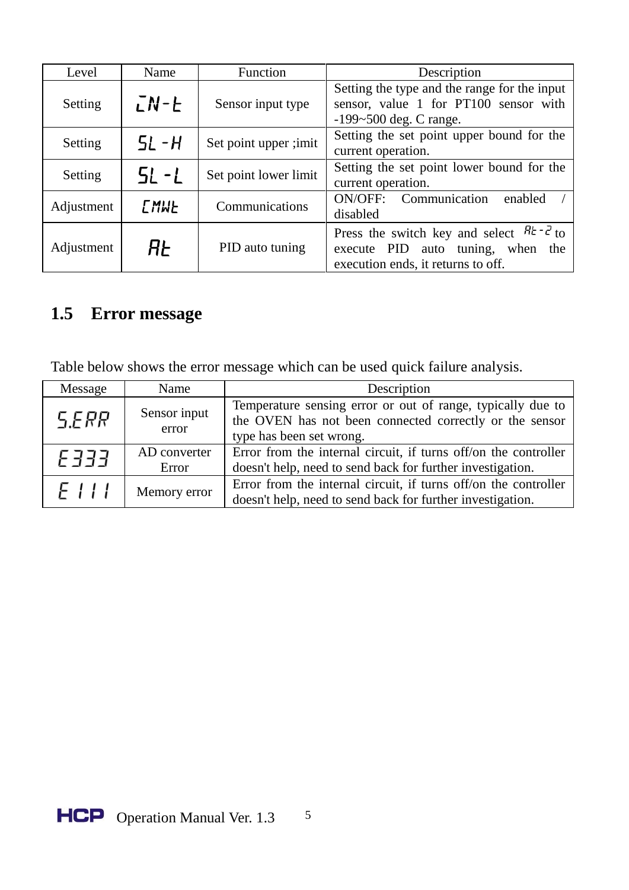| Level | Name | Function | Description |
| --- | --- | --- | --- |
| Setting | IN-t | Sensor input type | Setting the type and the range for the input sensor, value 1 for PT100 sensor with -199~500 deg. C range. |
| Setting | SL-H | Set point upper ;imit | Setting the set point upper bound for the current operation. |
| Setting | SL-L | Set point lower limit | Setting the set point lower bound for the current operation. |
| Adjustment | CMWt | Communications | ON/OFF: Communication enabled / disabled |
| Adjustment | At | PID auto tuning | Press the switch key and select At-2 to execute PID auto tuning, when the execution ends, it returns to off. |

## 1.5 Error message

Table below shows the error message which can be used quick failure analysis.

| Message | Name | Description |
| --- | --- | --- |
| S.ERR | Sensor input error | Temperature sensing error or out of range, typically due to the OVEN has not been connected correctly or the sensor type has been set wrong. |
| E333 | AD converter Error | Error from the internal circuit, if turns off/on the controller doesn't help, need to send back for further investigation. |
| E111 | Memory error | Error from the internal circuit, if turns off/on the controller doesn't help, need to send back for further investigation. |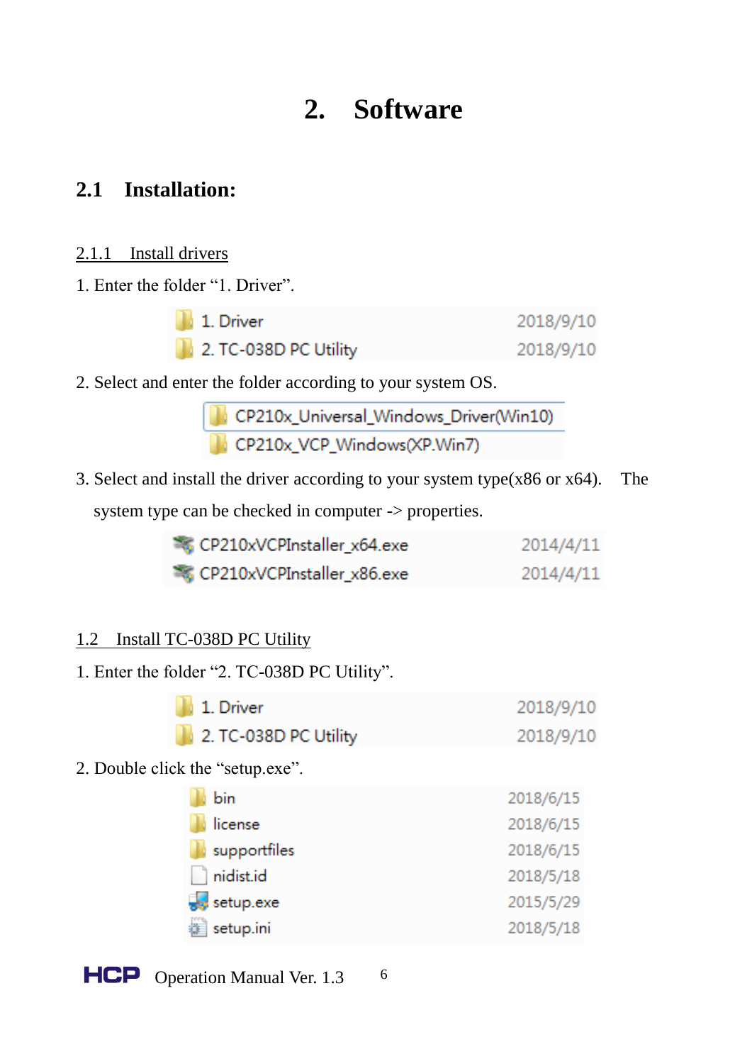# 2. Software

## 2.1 Installation:

2.1.1 Install drivers

1. Enter the folder “1. Driver”.

| | |
|---|---|
| 1. Driver | 2018/9/10 |
| 2. TC-038D PC Utility | 2018/9/10 |

2. Select and enter the folder according to your system OS.

| |
|---|
| CP210x_Universal_Windows_Driver(Win10) |
| CP210x_VCP_Windows(XP.Win7) |

3. Select and install the driver according to your system type(x86 or x64). The system type can be checked in computer -> properties.

| | |
|---|---|
| CP210xVCPInstaller_x64.exe | 2014/4/11 |
| CP210xVCPInstaller_x86.exe | 2014/4/11 |

1.2 Install TC-038D PC Utility

1. Enter the folder “2. TC-038D PC Utility”.

| | |
|---|---|
| 1. Driver | 2018/9/10 |
| 2. TC-038D PC Utility | 2018/9/10 |

2. Double click the “setup.exe”.

| | |
|---|---|
| bin | 2018/6/15 |
| license | 2018/6/15 |
| supportfiles | 2018/6/15 |
| nidist.id | 2018/5/18 |
| setup.exe | 2015/5/29 |
| setup.ini | 2018/5/18 |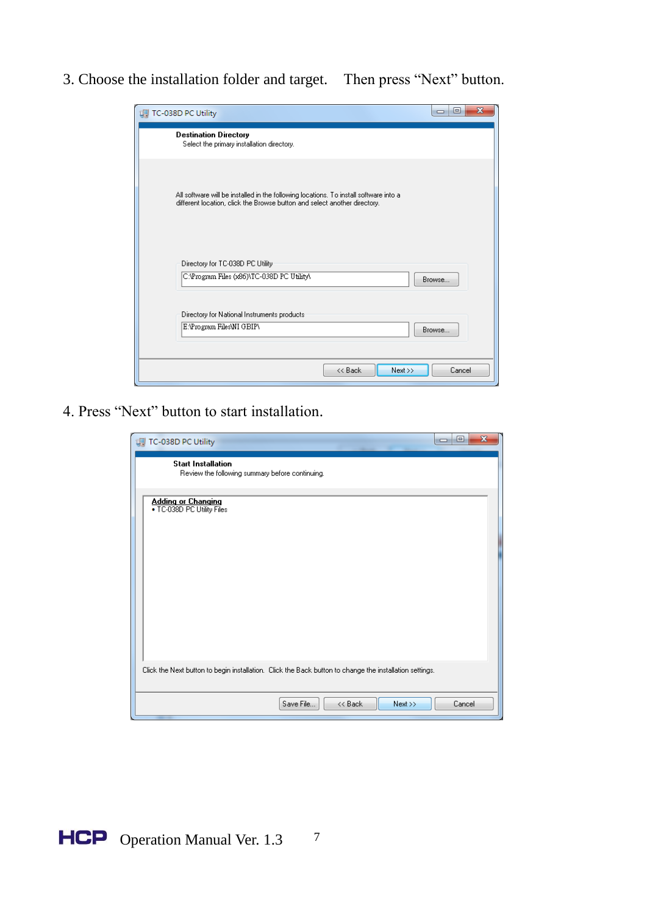3. Choose the installation folder and target.    Then press “Next” button.

TC-038D PC Utility

**Destination Directory**
Select the primary installation directory.

All software will be installed in the following locations. To install software into a different location, click the Browse button and select another directory.

Directory for TC-038D PC Utility
C:\Program Files (x86)\TC-038D PC Utility\ Browse...

Directory for National Instruments products
E:\Program Files\NI GBIP\ Browse...

<< Back   Next >>   Cancel

4. Press “Next” button to start installation.

TC-038D PC Utility

**Start Installation**
Review the following summary before continuing.

Adding or Changing
• TC-038D PC Utility Files

Click the Next button to begin installation. Click the Back button to change the installation settings.

Save File...   << Back   Next >>   Cancel

HCP Operation Manual Ver. 1.3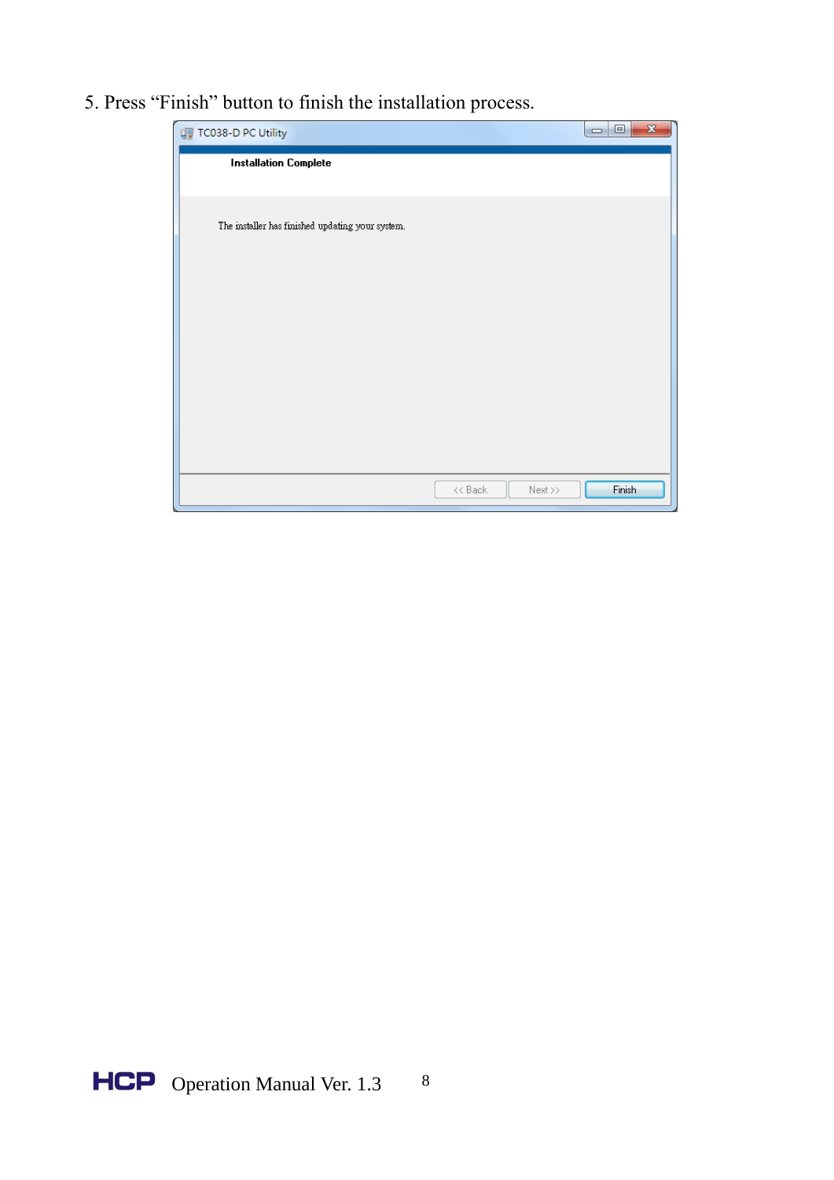5. Press “Finish” button to finish the installation process.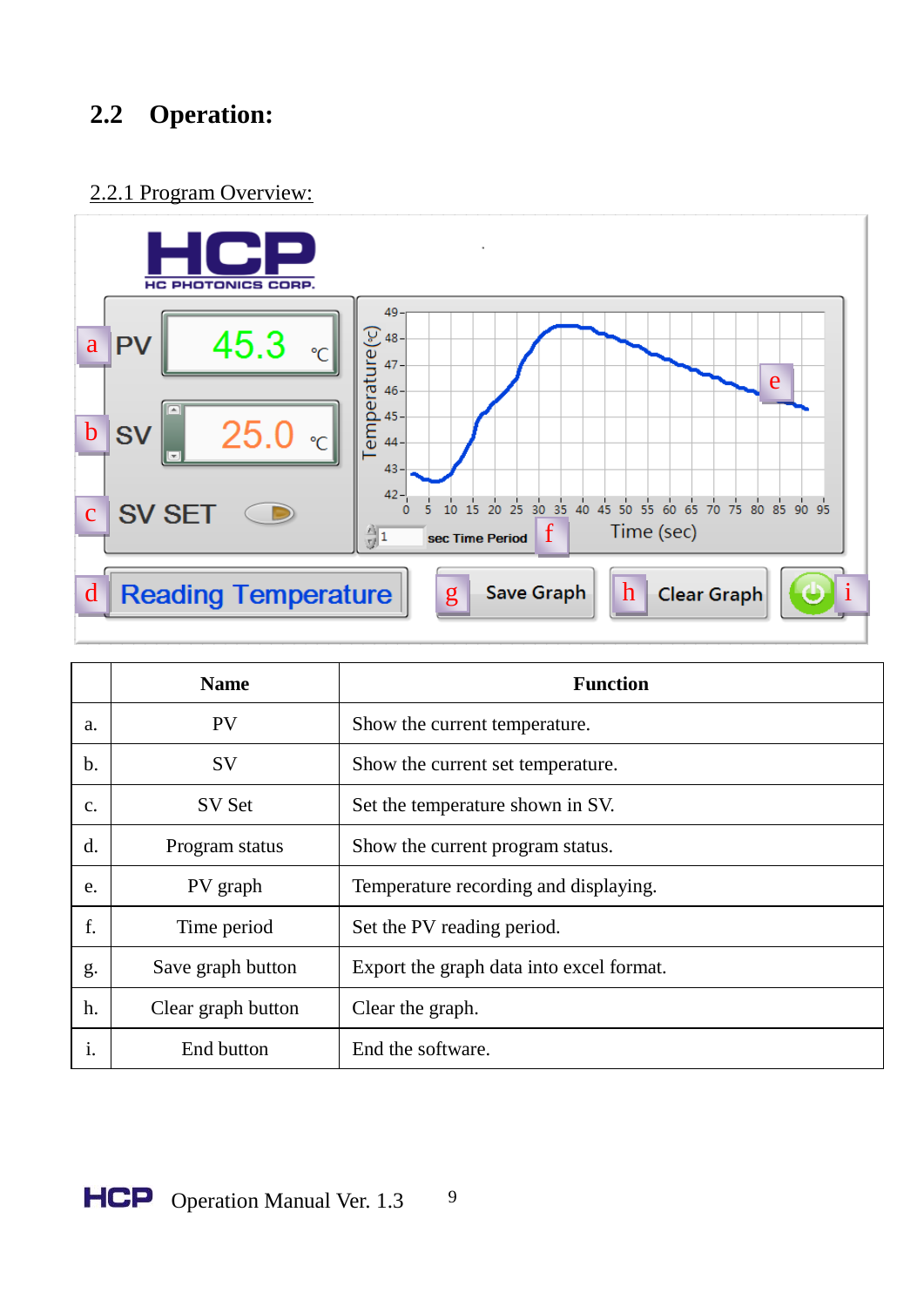## 2.2 Operation:

2.2.1 Program Overview:

| | Name | Function |
|---|---|---|
| a. | PV | Show the current temperature. |
| b. | SV | Show the current set temperature. |
| c. | SV Set | Set the temperature shown in SV. |
| d. | Program status | Show the current program status. |
| e. | PV graph | Temperature recording and displaying. |
| f. | Time period | Set the PV reading period. |
| g. | Save graph button | Export the graph data into excel format. |
| h. | Clear graph button | Clear the graph. |
| i. | End button | End the software. |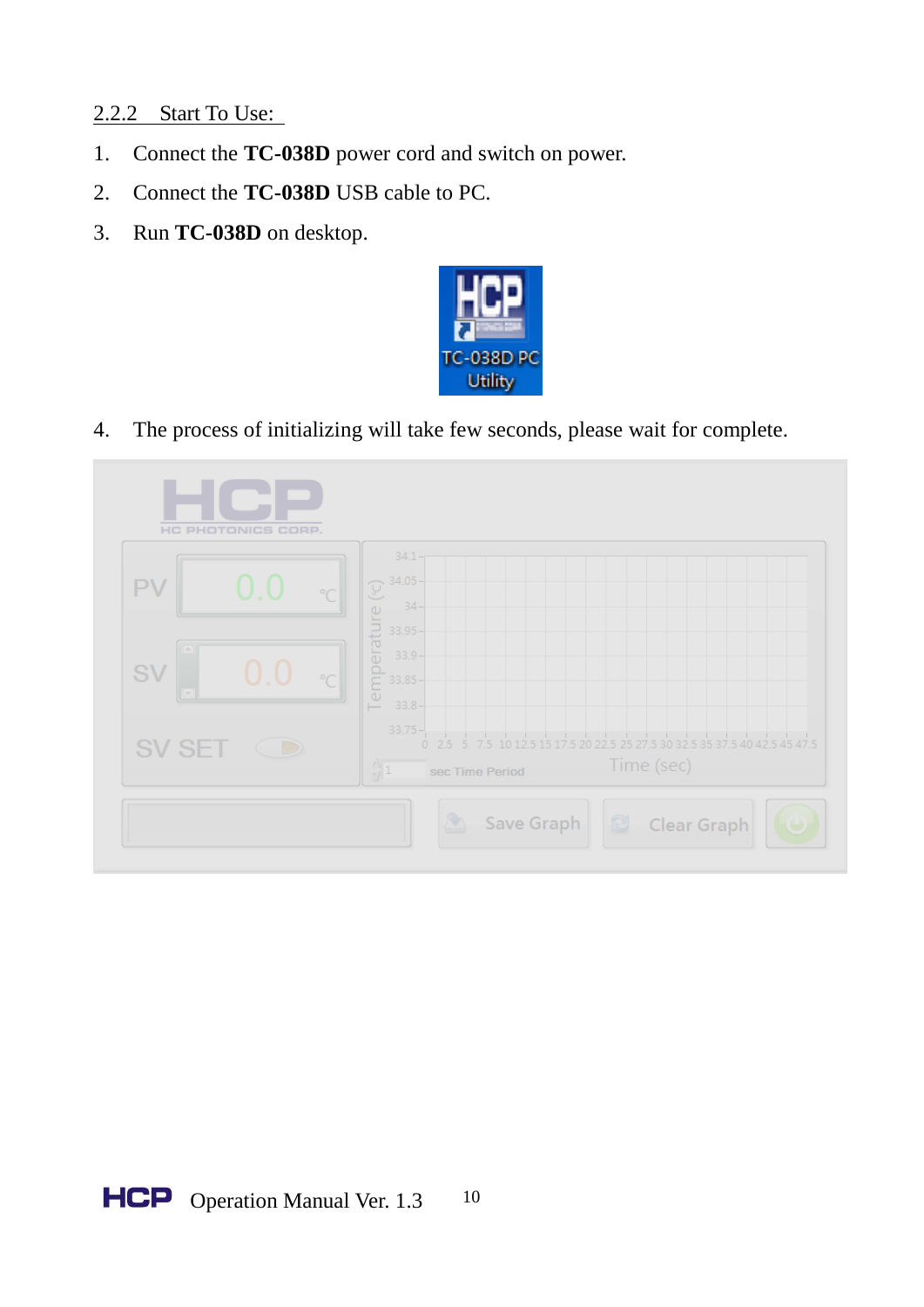### 2.2.2 Start To Use:

1. Connect the **TC-038D** power cord and switch on power.
2. Connect the **TC-038D** USB cable to PC.
3. Run **TC-038D** on desktop.
4. The process of initializing will take few seconds, please wait for complete.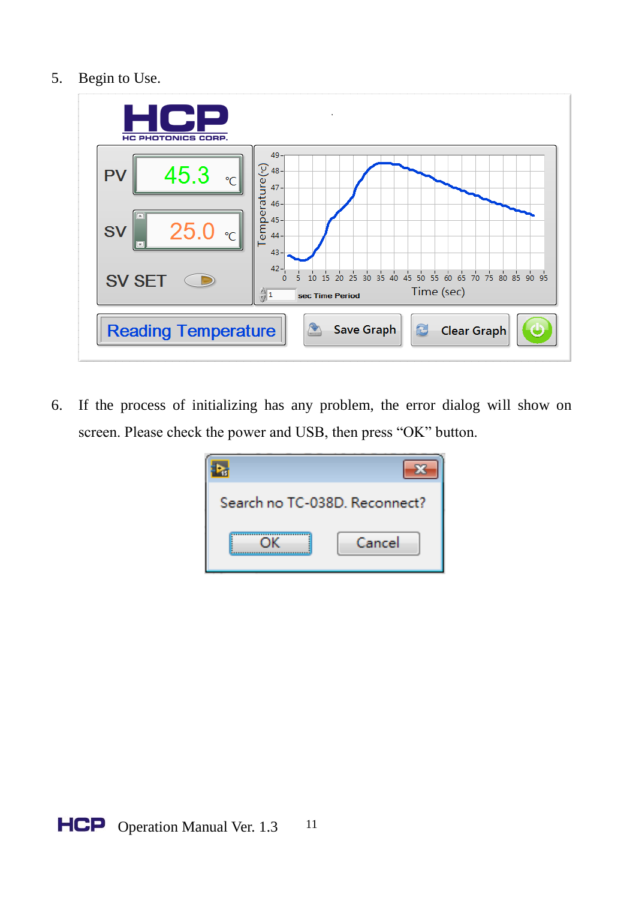5. Begin to Use.

6. If the process of initializing has any problem, the error dialog will show on screen. Please check the power and USB, then press “OK” button.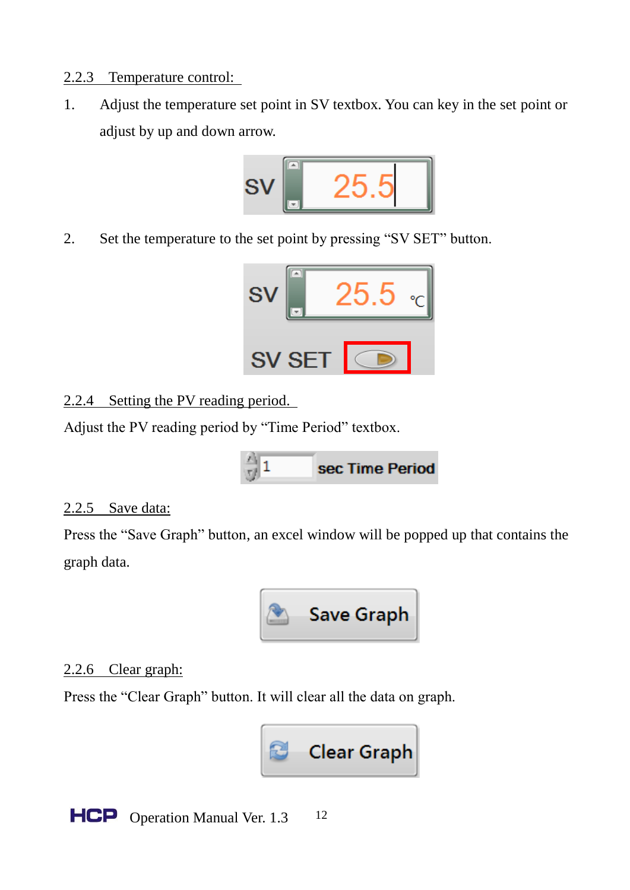### 2.2.3 Temperature control:

1. Adjust the temperature set point in SV textbox. You can key in the set point or adjust by up and down arrow.

2. Set the temperature to the set point by pressing "SV SET" button.

### 2.2.4 Setting the PV reading period.

Adjust the PV reading period by "Time Period" textbox.

### 2.2.5 Save data:

Press the "Save Graph" button, an excel window will be popped up that contains the graph data.

### 2.2.6 Clear graph:

Press the "Clear Graph" button. It will clear all the data on graph.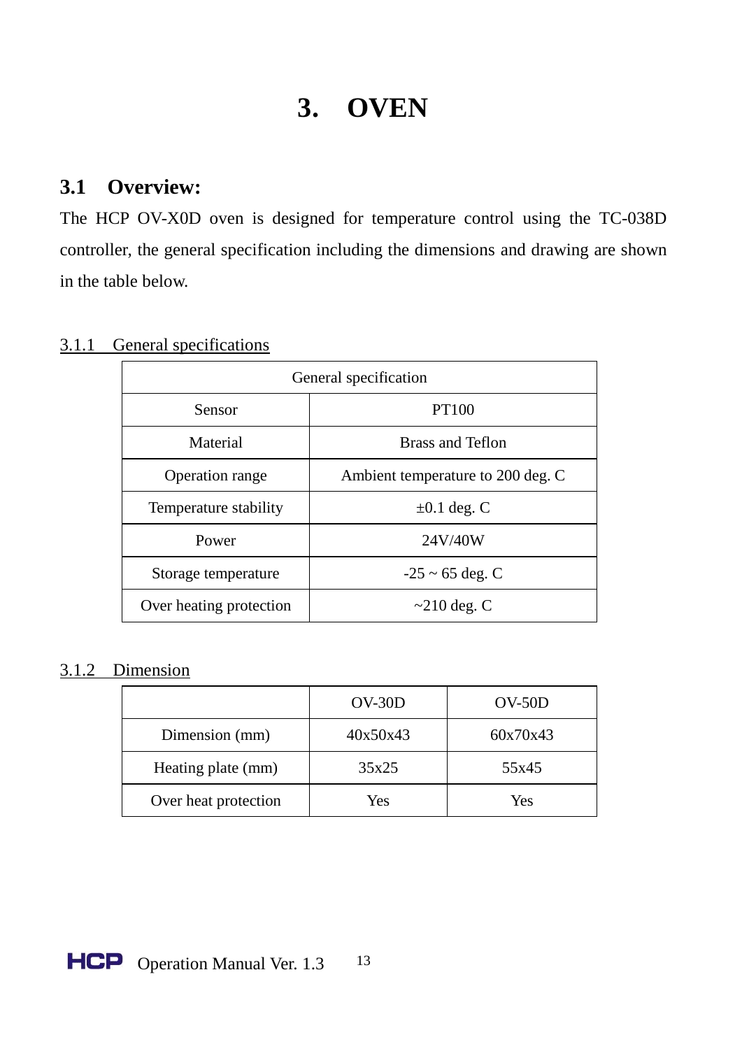# 3. OVEN

## 3.1 Overview:

The HCP OV-X0D oven is designed for temperature control using the TC-038D controller, the general specification including the dimensions and drawing are shown in the table below.

### 3.1.1 General specifications

| General specification | |
|---|---|
| Sensor | PT100 |
| Material | Brass and Teflon |
| Operation range | Ambient temperature to 200 deg. C |
| Temperature stability | ±0.1 deg. C |
| Power | 24V/40W |
| Storage temperature | -25 ~ 65 deg. C |
| Over heating protection | ~210 deg. C |

### 3.1.2 Dimension

| | OV-30D | OV-50D |
|---|---|---|
| Dimension (mm) | 40x50x43 | 60x70x43 |
| Heating plate (mm) | 35x25 | 55x45 |
| Over heat protection | Yes | Yes |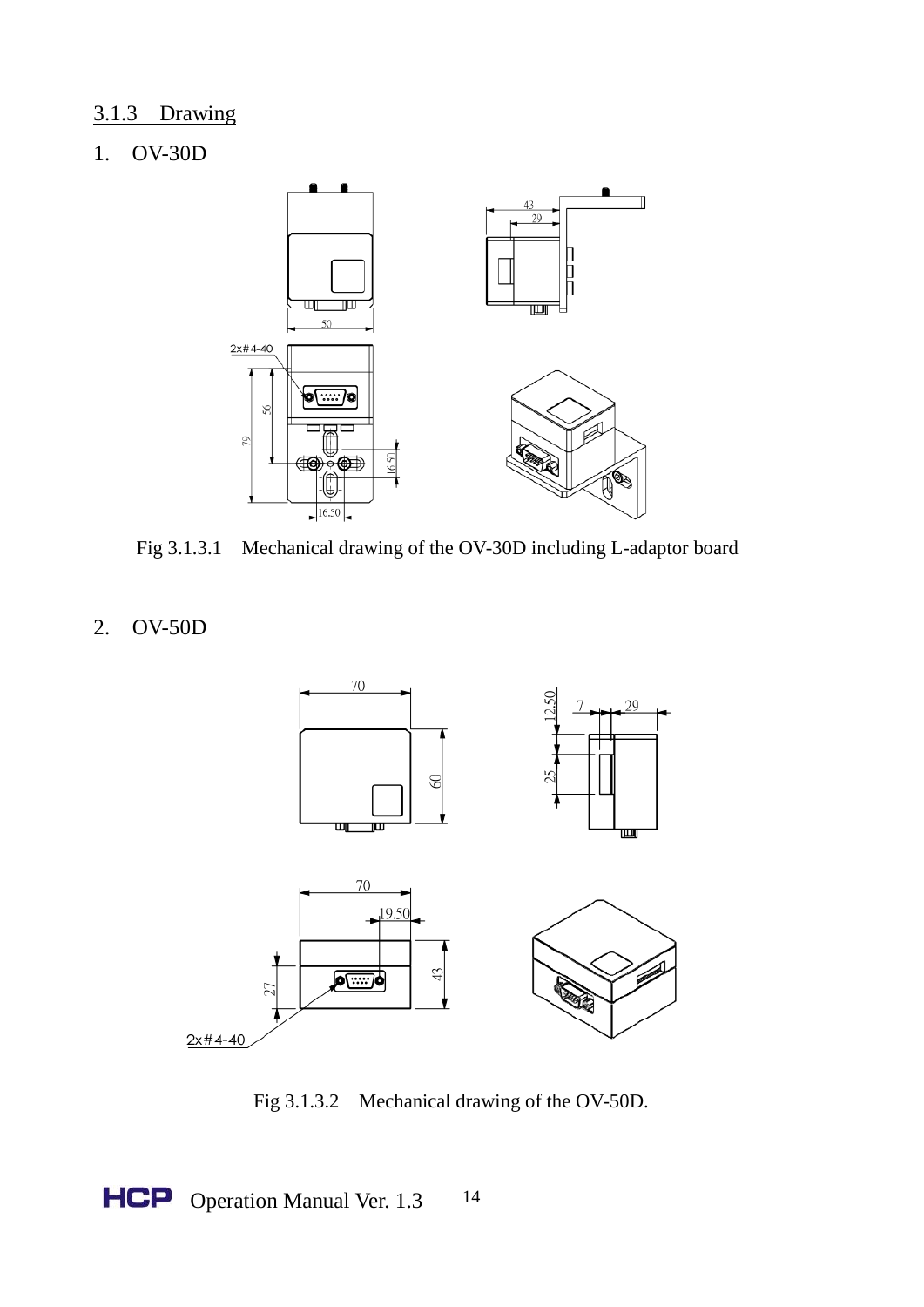### 3.1.3 Drawing

1. OV-30D

Fig 3.1.3.1 Mechanical drawing of the OV-30D including L-adaptor board

2. OV-50D

Fig 3.1.3.2 Mechanical drawing of the OV-50D.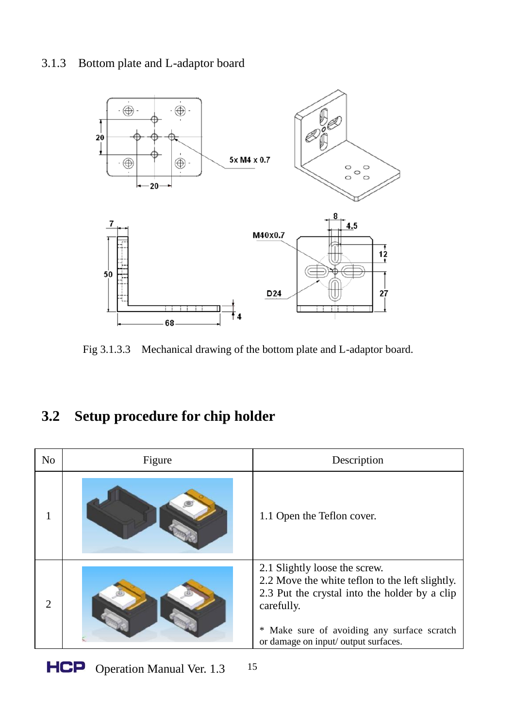### 3.1.3 Bottom plate and L-adaptor board

Fig 3.1.3.3 Mechanical drawing of the bottom plate and L-adaptor board.

## 3.2 Setup procedure for chip holder

| No | Figure | Description |
| --- | --- | --- |
| 1 | | 1.1 Open the Teflon cover. |
| 2 | | 2.1 Slightly loose the screw.<br>2.2 Move the white teflon to the left slightly.<br>2.3 Put the crystal into the holder by a clip carefully.<br><br>* Make sure of avoiding any surface scratch or damage on input/ output surfaces. |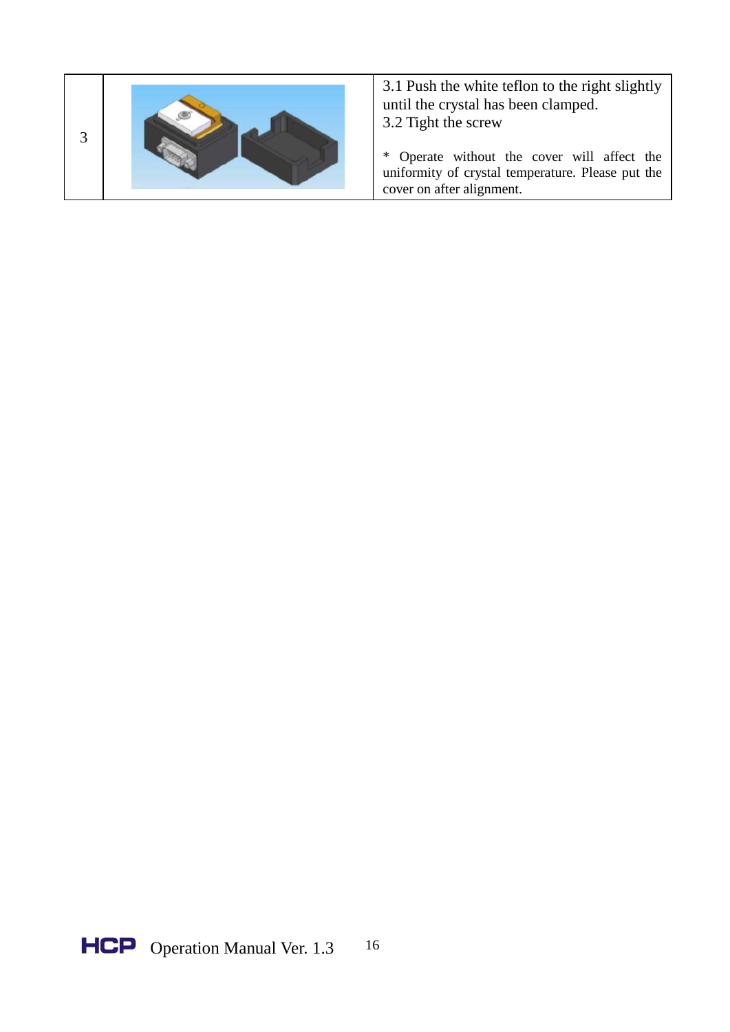| | | |
|---|---|---|
| 3 | | 3.1 Push the white teflon to the right slightly until the crystal has been clamped.<br>3.2 Tight the screw<br><br>* Operate without the cover will affect the uniformity of crystal temperature. Please put the cover on after alignment. |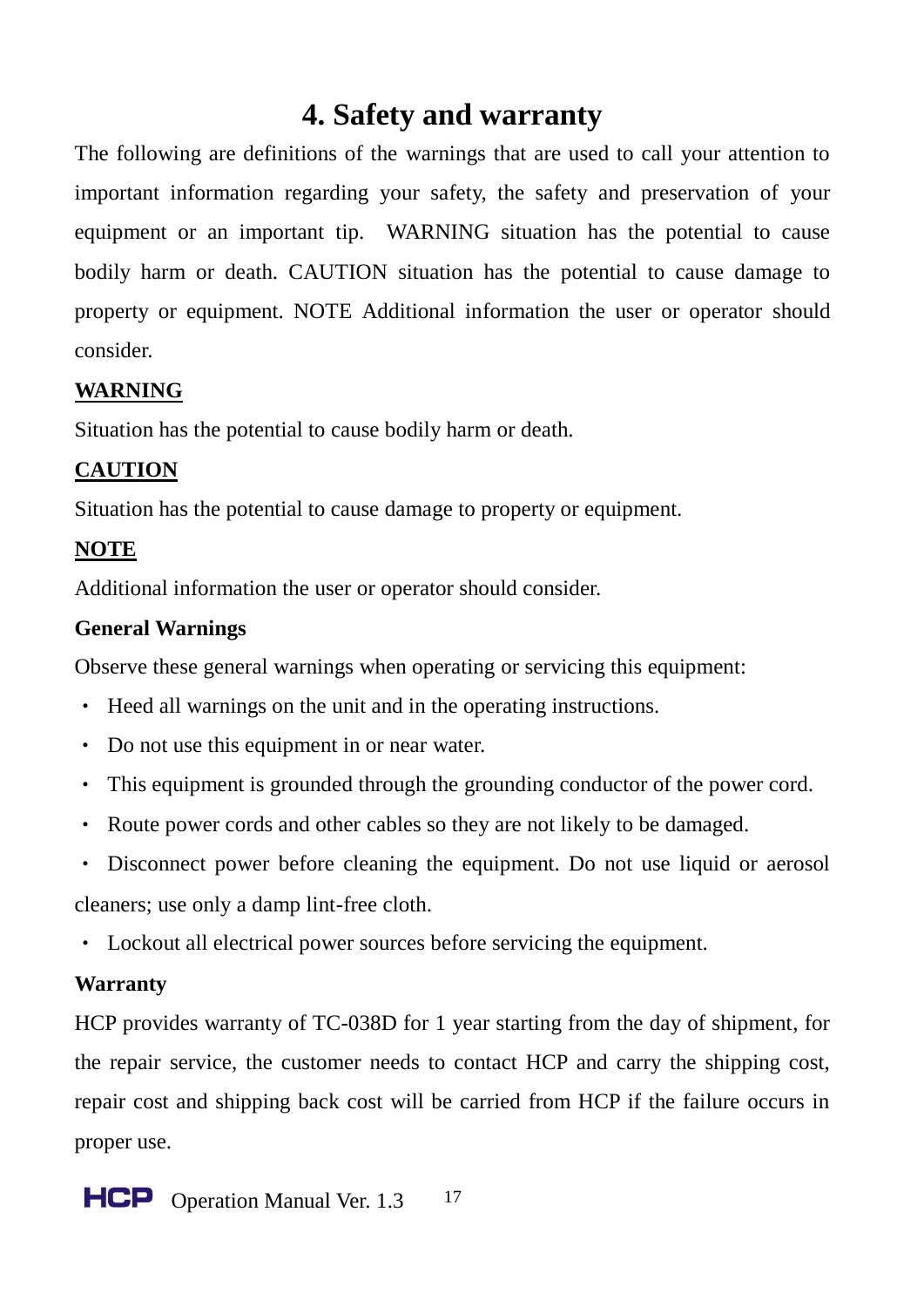# 4. Safety and warranty

The following are definitions of the warnings that are used to call your attention to important information regarding your safety, the safety and preservation of your equipment or an important tip. WARNING situation has the potential to cause bodily harm or death. CAUTION situation has the potential to cause damage to property or equipment. NOTE Additional information the user or operator should consider.

**WARNING**

Situation has the potential to cause bodily harm or death.

**CAUTION**

Situation has the potential to cause damage to property or equipment.

**NOTE**

Additional information the user or operator should consider.

**General Warnings**

Observe these general warnings when operating or servicing this equipment:

- Heed all warnings on the unit and in the operating instructions.
- Do not use this equipment in or near water.
- This equipment is grounded through the grounding conductor of the power cord.
- Route power cords and other cables so they are not likely to be damaged.
- Disconnect power before cleaning the equipment. Do not use liquid or aerosol cleaners; use only a damp lint-free cloth.
- Lockout all electrical power sources before servicing the equipment.

**Warranty**

HCP provides warranty of TC-038D for 1 year starting from the day of shipment, for the repair service, the customer needs to contact HCP and carry the shipping cost, repair cost and shipping back cost will be carried from HCP if the failure occurs in proper use.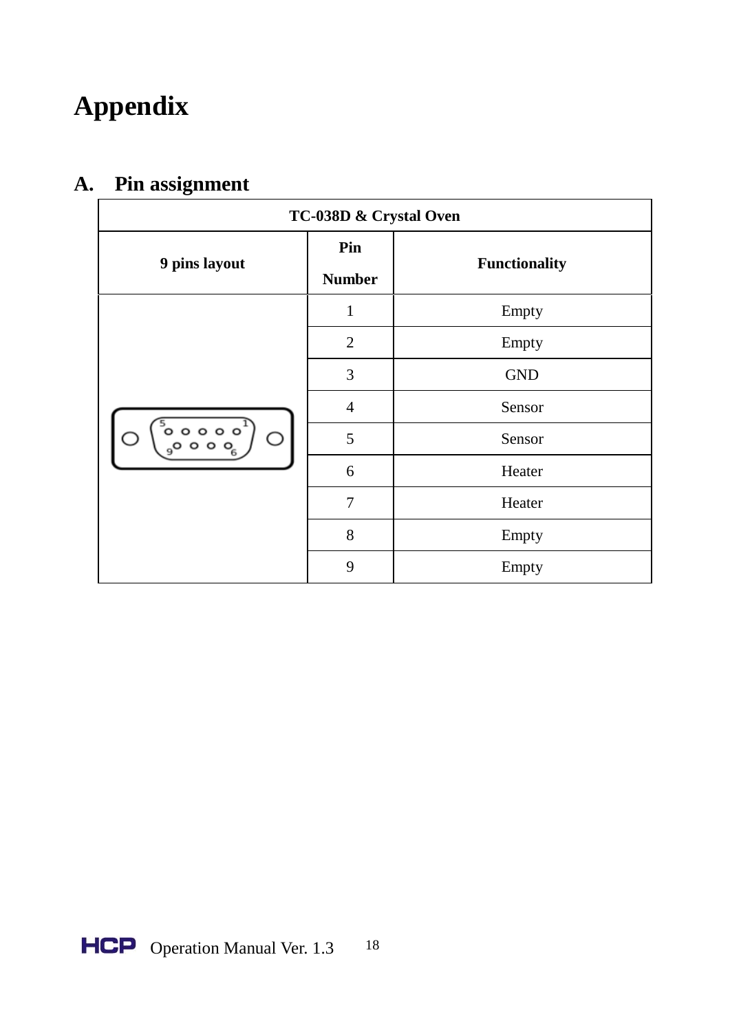# Appendix

## A. Pin assignment

| TC-038D & Crystal Oven | | |
|---|---|---|
| **9 pins layout** | **Pin Number** | **Functionality** |
| | 1 | Empty |
| | 2 | Empty |
| | 3 | GND |
| | 4 | Sensor |
| | 5 | Sensor |
| | 6 | Heater |
| | 7 | Heater |
| | 8 | Empty |
| | 9 | Empty |